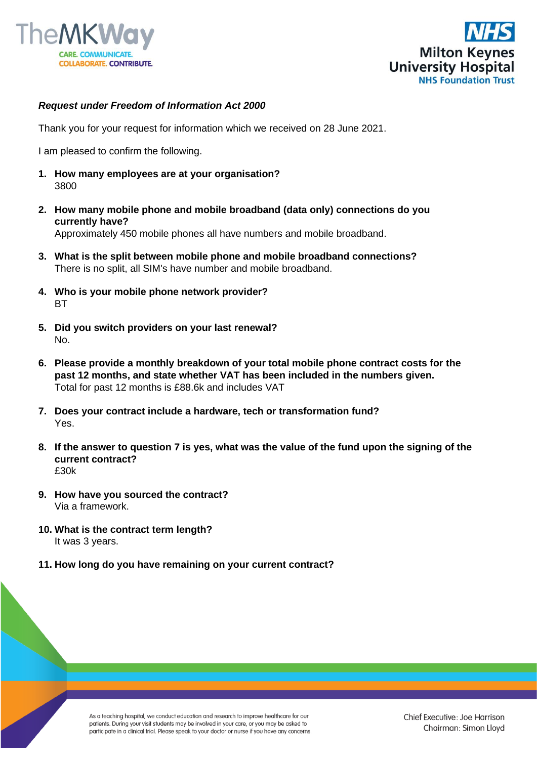*Request under Freedom of Information Act 2000*

Thank you for your request for information which we received on 28 June 2021.

I am pleased to confirm the following.

1. **How many employees are at your organisation?**
   3800

2. **How many mobile phone and mobile broadband (data only) connections do you currently have?**
   Approximately 450 mobile phones all have numbers and mobile broadband.

3. **What is the split between mobile phone and mobile broadband connections?**
   There is no split, all SIM's have number and mobile broadband.

4. **Who is your mobile phone network provider?**
   BT

5. **Did you switch providers on your last renewal?**
   No.

6. **Please provide a monthly breakdown of your total mobile phone contract costs for the past 12 months, and state whether VAT has been included in the numbers given.**
   Total for past 12 months is £88.6k and includes VAT

7. **Does your contract include a hardware, tech or transformation fund?**
   Yes.

8. **If the answer to question 7 is yes, what was the value of the fund upon the signing of the current contract?**
   £30k

9. **How have you sourced the contract?**
   Via a framework.

10. **What is the contract term length?**
    It was 3 years.

11. **How long do you have remaining on your current contract?**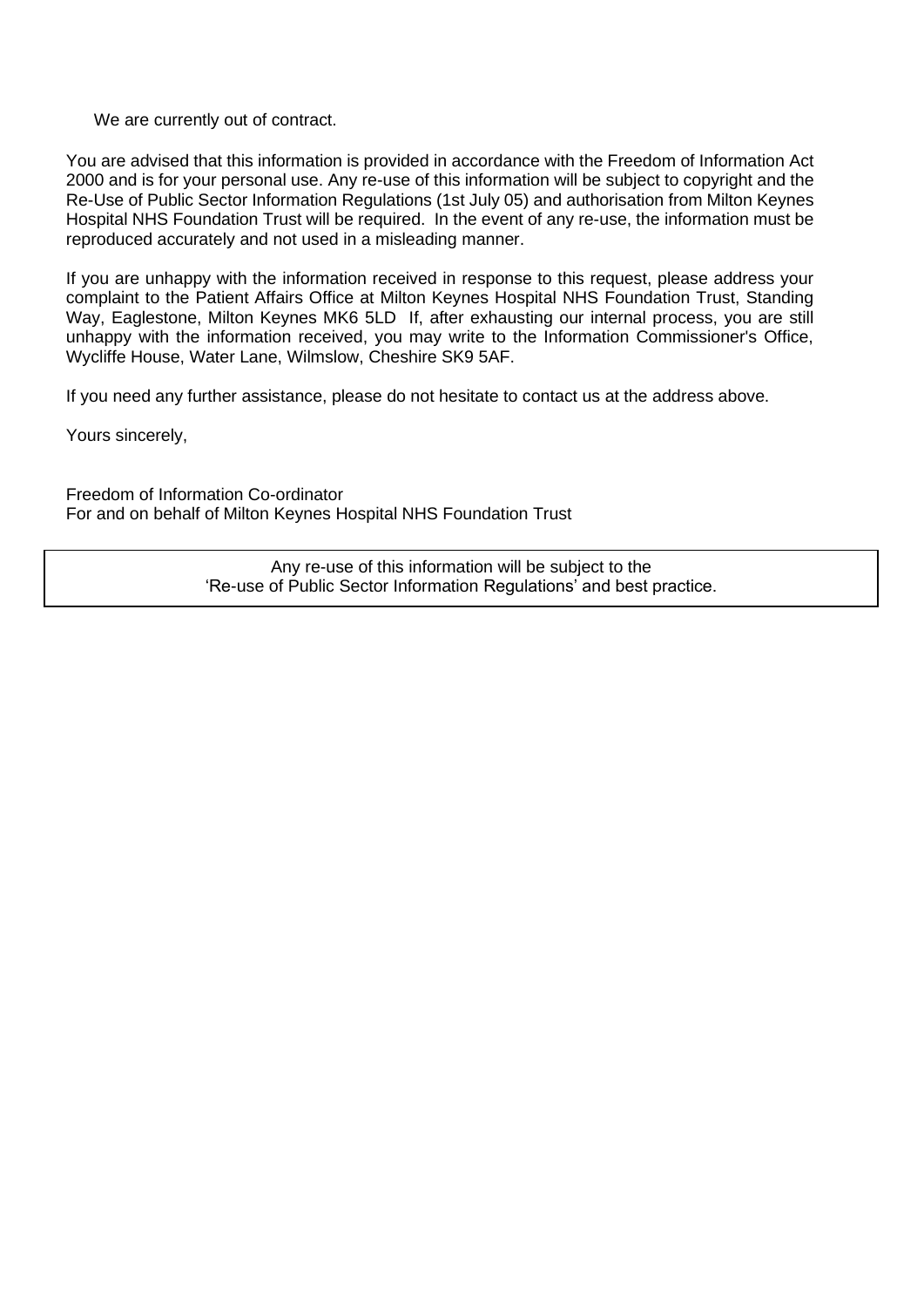We are currently out of contract.

You are advised that this information is provided in accordance with the Freedom of Information Act 2000 and is for your personal use. Any re-use of this information will be subject to copyright and the Re-Use of Public Sector Information Regulations (1st July 05) and authorisation from Milton Keynes Hospital NHS Foundation Trust will be required. In the event of any re-use, the information must be reproduced accurately and not used in a misleading manner.

If you are unhappy with the information received in response to this request, please address your complaint to the Patient Affairs Office at Milton Keynes Hospital NHS Foundation Trust, Standing Way, Eaglestone, Milton Keynes MK6 5LD If, after exhausting our internal process, you are still unhappy with the information received, you may write to the Information Commissioner's Office, Wycliffe House, Water Lane, Wilmslow, Cheshire SK9 5AF.

If you need any further assistance, please do not hesitate to contact us at the address above.

Yours sincerely,

Freedom of Information Co-ordinator
For and on behalf of Milton Keynes Hospital NHS Foundation Trust

Any re-use of this information will be subject to the
'Re-use of Public Sector Information Regulations' and best practice.